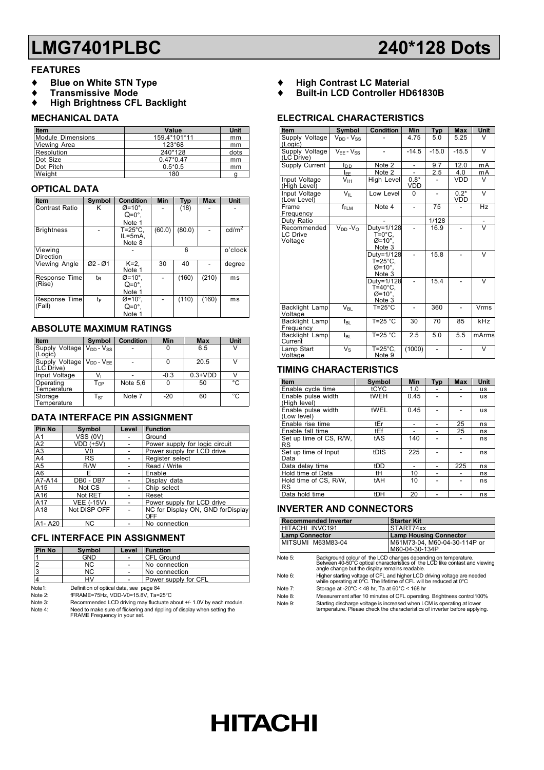# LMG7401PLBC 240*128 Dots

## FEATURES

- ♦ **Blue on White STN Type**
- ♦ **Transmissive Mode**
- ♦ **High Brightness CFL Backlight**
- ♦ **High Contrast LC Material**
- ♦ **Built-in LCD Controller HD61830B**

## MECHANICAL DATA

| Item | Value | Unit |
|---|---|---|
| Module Dimensions | 159.4*101*11 | mm |
| Viewing Area | 123*68 | mm |
| Resolution | 240*128 | dots |
| Dot Size | 0.47*0.47 | mm |
| Dot Pitch | 0.5*0.5 | mm |
| Weight | 180 | g |

## OPTICAL DATA

| Item | Symbol | Condition | Min | Typ | Max | Unit |
|---|---|---|---|---|---|---|
| Contrast Ratio | K | Ø=10°, Q=0°, Note 1 | - | (18) | - | - |
| Brightness | - | T=25°C, IL=5mA, Note 8 | (60.0) | (80.0) | - | cd/m² |
| Viewing Direction | | - | | 6 | | o'clock |
| Viewing Angle | Ø2 - Ø1 | K=2, Note 1 | 30 | 40 | - | degree |
| Response Time (Rise) | $t_R$ | Ø=10°, Q=0°, Note 1 | - | (160) | (210) | ms |
| Response Time (Fall) | $t_F$ | Ø=10°, Q=0°, Note 1 | - | (110) | (160) | ms |

## ABSOLUTE MAXIMUM RATINGS

| Item | Symbol | Condition | Min | Max | Unit |
|---|---|---|---|---|---|
| Supply Voltage (Logic) | $V_{DD} - V_{SS}$ | - | 0 | 6.5 | V |
| Supply Voltage (LC Drive) | $V_{DD} - V_{EE}$ | - | 0 | 20.5 | V |
| Input Voltage | $V_I$ | - | -0.3 | 0.3+VDD | V |
| Operating Temperature | $T_{OP}$ | Note 5,6 | 0 | 50 | °C |
| Storage Temperature | $T_{ST}$ | Note 7 | -20 | 60 | °C |

## DATA INTERFACE PIN ASSIGNMENT

| Pin No | Symbol | Level | Function |
|---|---|---|---|
| A1 | VSS (0V) | - | Ground |
| A2 | VDD (+5V) | - | Power supply for logic circuit |
| A3 | V0 | - | Power supply for LCD drive |
| A4 | RS | - | Register select |
| A5 | R/W | - | Read / Write |
| A6 | E | - | Enable |
| A7-A14 | DB0 - DB7 | - | Display data |
| A15 | Not CS | - | Chip select |
| A16 | Not RET | - | Reset |
| A17 | VEE (-15V) | - | Power supply for LCD drive |
| A18 | Not DISP OFF | - | NC for Display ON, GND forDisplay OFF |
| A1- A20 | NC | - | No connection |

## CFL INTERFACE PIN ASSIGNMENT

| Pin No | Symbol | Level | Function |
|---|---|---|---|
| 1 | GND | - | CFL Ground |
| 2 | NC | - | No connection |
| 3 | NC | - | No connection |
| 4 | HV | - | Power supply for CFL |

Note1: Definition of optical data, see page 84

Note 2: fFRAME=75Hz, VDD-V0=15.8V, Ta=25°C

Note 3: Recommended LCD driving may fluctuate about +/- 1.0V by each module.

Note 4: Need to make sure of flickering and rippling of display when setting the FRAME Frequency in your set.

## ELECTRICAL CHARACTERISTICS

| Item | Symbol | Condition | Min | Typ | Max | Unit |
|---|---|---|---|---|---|---|
| Supply Voltage (Logic) | $V_{DD} - V_{SS}$ | - | 4.75 | 5.0 | 5.25 | V |
| Supply Voltage (LC Drive) | $V_{EE} - V_{SS}$ | - | -14.5 | -15.0 | -15.5 | V |
| Supply Current | $I_{DD}$ | Note 2 | - | 9.7 | 12.0 | mA |
| | $I_{EE}$ | Note 2 | - | 2.5 | 4.0 | mA |
| Input Voltage (High Level) | $V_{IH}$ | High Level | 0.8* VDD | - | VDD | V |
| Input Voltage (Low Level) | $V_{IL}$ | Low Level | 0 | - | 0.2* VDD | V |
| Frame Frequency | $f_{FLM}$ | Note 4 | - | 75 | - | Hz |
| Duty Ratio | | - | | 1/128 | | - |
| Recommended LC Drive Voltage | $V_{DD} - V_O$ | Duty=1/128 T=0°C, Ø=10°, Note 3 | - | 16.9 | - | V |
| | | Duty=1/128 T=25°C, Ø=10°, Note 3 | - | 15.8 | - | V |
| | | Duty=1/128 T=40°C, Ø=10°, Note 3 | - | 15.4 | - | V |
| Backlight Lamp Voltage | $V_{BL}$ | T=25°C | - | 360 | - | Vrms |
| Backlight Lamp Frequency | $f_{BL}$ | T=25 °C | 30 | 70 | 85 | kHz |
| Backlight Lamp Current | $I_{BL}$ | T=25 °C | 2.5 | 5.0 | 5.5 | mArms |
| Lamp Start Voltage | $V_S$ | T=25°C, Note 9 | (1000) | - | - | V |

## TIMING CHARACTERISTICS

| Item | Symbol | Min | Typ | Max | Unit |
|---|---|---|---|---|---|
| Enable cycle time | tCYC | 1.0 | - | - | us |
| Enable pulse width (High level) | tWEH | 0.45 | - | - | us |
| Enable pulse width (Low level) | tWEL | 0.45 | - | - | us |
| Enable rise time | tEr | - | - | 25 | ns |
| Enable fall time | tEf | - | - | 25 | ns |
| Set up time of CS, R/W, RS | tAS | 140 | - | - | ns |
| Set up time of Input Data | tDIS | 225 | - | - | ns |
| Data delay time | tDD | - | - | 225 | ns |
| Hold time of Data | tH | 10 | - | - | ns |
| Hold time of CS, R/W, RS | tAH | 10 | - | - | ns |
| Data hold time | tDH | 20 | - | - | ns |

## INVERTER AND CONNECTORS

| Recommended Inverter | Starter Kit |
|---|---|
| HITACHI INVC191 | START74xx |
| **Lamp Connector** | **Lamp Housing Connector** |
| MITSUMI M63M83-04 | M61M73-04, M60-04-30-114P or M60-04-30-134P |

Note 5: Background colour of the LCD changes depending on temperature. Between 40-50°C optical characteristics of the LCD like contast and viewing angle change but the display remains readable.

Note 6: Higher starting voltage of CFL and higher LCD driving voltage are needed while operating at 0°C. The lifetime of CFL will be reduced at 0°C

Note 7: Storage at -20°C < 48 hr, Ta at 60°C < 168 hr

Note 8: Measurement after 10 minutes of CFL operating. Brightness control100%

Note 9: Starting discharge voltage is increased when LCM is operating at lower temperature. Please check the characteristics of inverter before applying.

**HITACHI**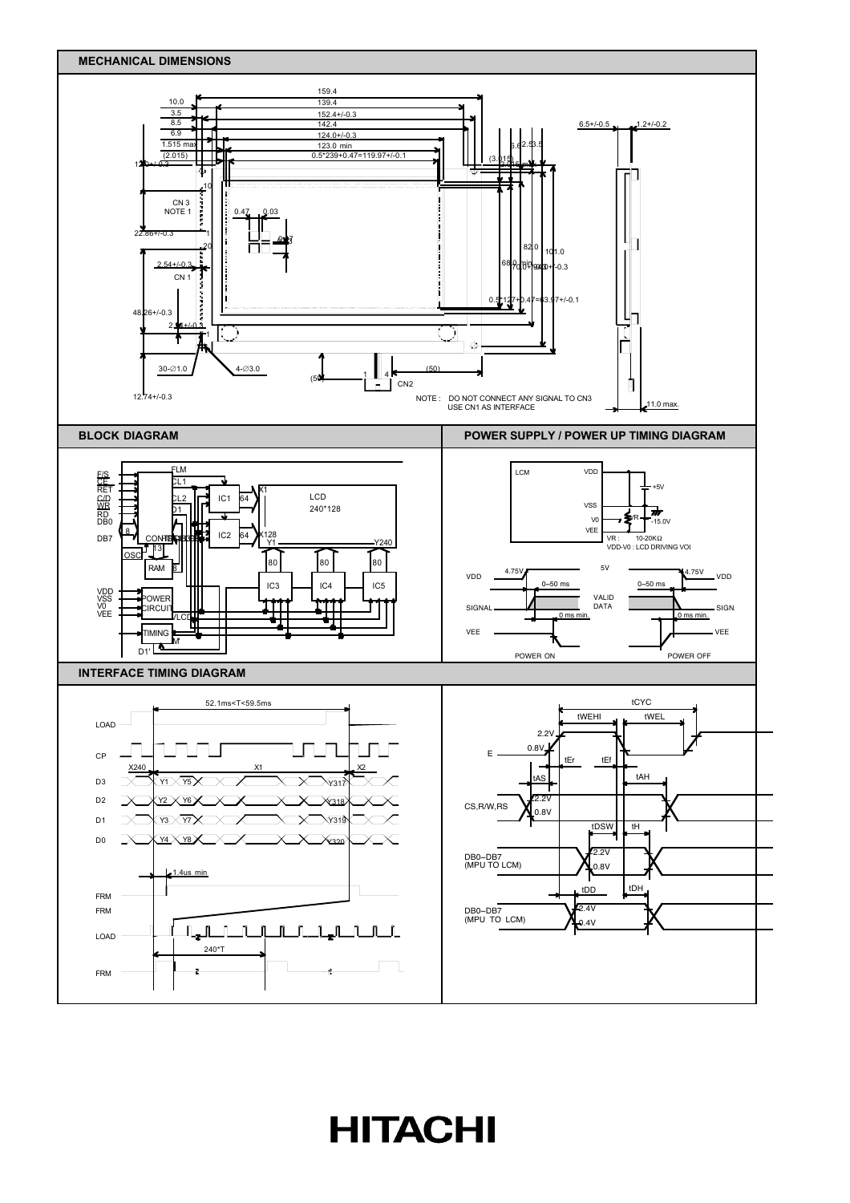## MECHANICAL DIMENSIONS

159.4
10.0
139.4
3.5
152.4+/-0.3
8.5
142.4
6.9
124.0+/-0.3
1.515 max
123.0 min
(2.015)
0.5*239+0.47=119.97+/-0.1
12.0+/-0.3
6.5+/-0.5
1.2+/-0.2
6.6
2.5
3.5
(3.015)
10
CN 3
NOTE 1
0.47
0.03
22.86+/-0.3
20
82.0
101.0
2.54+/-0.3
CN 1
68.0 min
70.0+/-0.3
90.0+/-0.3
0.5*127+0.47=63.97+/-0.1
48.26+/-0.3
30-∅1.0
4-∅3.0
(50)
(50)
CN2
12.74+/-0.3

NOTE : DO NOT CONNECT ANY SIGNAL TO CN3
USE CN1 AS INTERFACE

11.0 max.

## BLOCK DIAGRAM

F/S
CE
RET
C/D
WR
RD
DB0
DB7
FLM
CL1
CL2
D1
IC1
IC2
64
64
X1
X128
LCD
240*128
Y1
Y240
CONTROLLER
OSC
RAM
POWER CIRCUIT
TIMING
VDD
VSS
V0
VEE
IC3
IC4
IC5
80
80
80
D1'
M
VLCD

## POWER SUPPLY / POWER UP TIMING DIAGRAM

LCM
VDD
VSS
V0
VEE
+5V
VR
-15.0V
VR : 10-20KΩ
VDD-V0 : LCD DRIVING VOL

VDD
4.75V
5V
4.75V
0~50 ms
0~50 ms
SIGNAL
VALID DATA
0 ms min.
0 ms min.
VEE
POWER ON
POWER OFF

## INTERFACE TIMING DIAGRAM

52.1ms<T<59.5ms
LOAD
CP
X240
X1
X2
D3: Y1 Y5 Y317
D2: Y2 Y6 Y318
D1: Y3 Y7 Y319
D0: Y4 Y8 Y320
1.4us min
FRM
FRM
LOAD
240*T
FRM

tCYC
tWEHI
tWEL
2.2V
0.8V
E
tEr
tEf
tAS
tAH
CS,R/W,RS
2.2V
0.8V
tDSW
tH
DB0~DB7 (MPU TO LCM)
2.2V
0.8V
tDD
tDH
DB0~DB7 (MPU TO LCM)
2.4V
0.4V

**HITACHI**